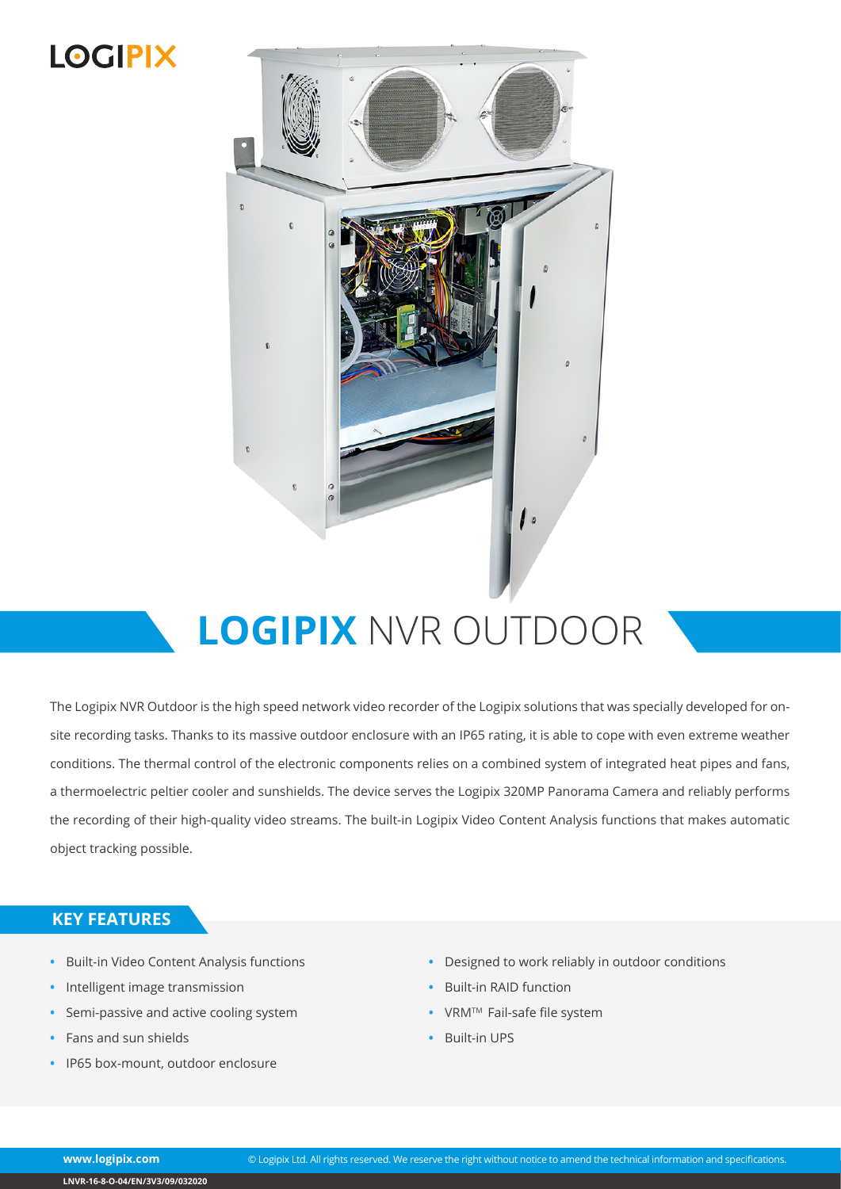LOGIPIX

# LOGIPIX NVR OUTDOOR

The Logipix NVR Outdoor is the high speed network video recorder of the Logipix solutions that was specially developed for on-site recording tasks. Thanks to its massive outdoor enclosure with an IP65 rating, it is able to cope with even extreme weather conditions. The thermal control of the electronic components relies on a combined system of integrated heat pipes and fans, a thermoelectric peltier cooler and sunshields. The device serves the Logipix 320MP Panorama Camera and reliably performs the recording of their high-quality video streams. The built-in Logipix Video Content Analysis functions that makes automatic object tracking possible.

## KEY FEATURES

- Built-in Video Content Analysis functions
- Intelligent image transmission
- Semi-passive and active cooling system
- Fans and sun shields
- IP65 box-mount, outdoor enclosure
- Designed to work reliably in outdoor conditions
- Built-in RAID function
- VRM™ Fail-safe file system
- Built-in UPS

www.logipix.com © Logipix Ltd. All rights reserved. We reserve the right without notice to amend the technical information and specifications.

LNVR-16-8-O-04/EN/3V3/09/032020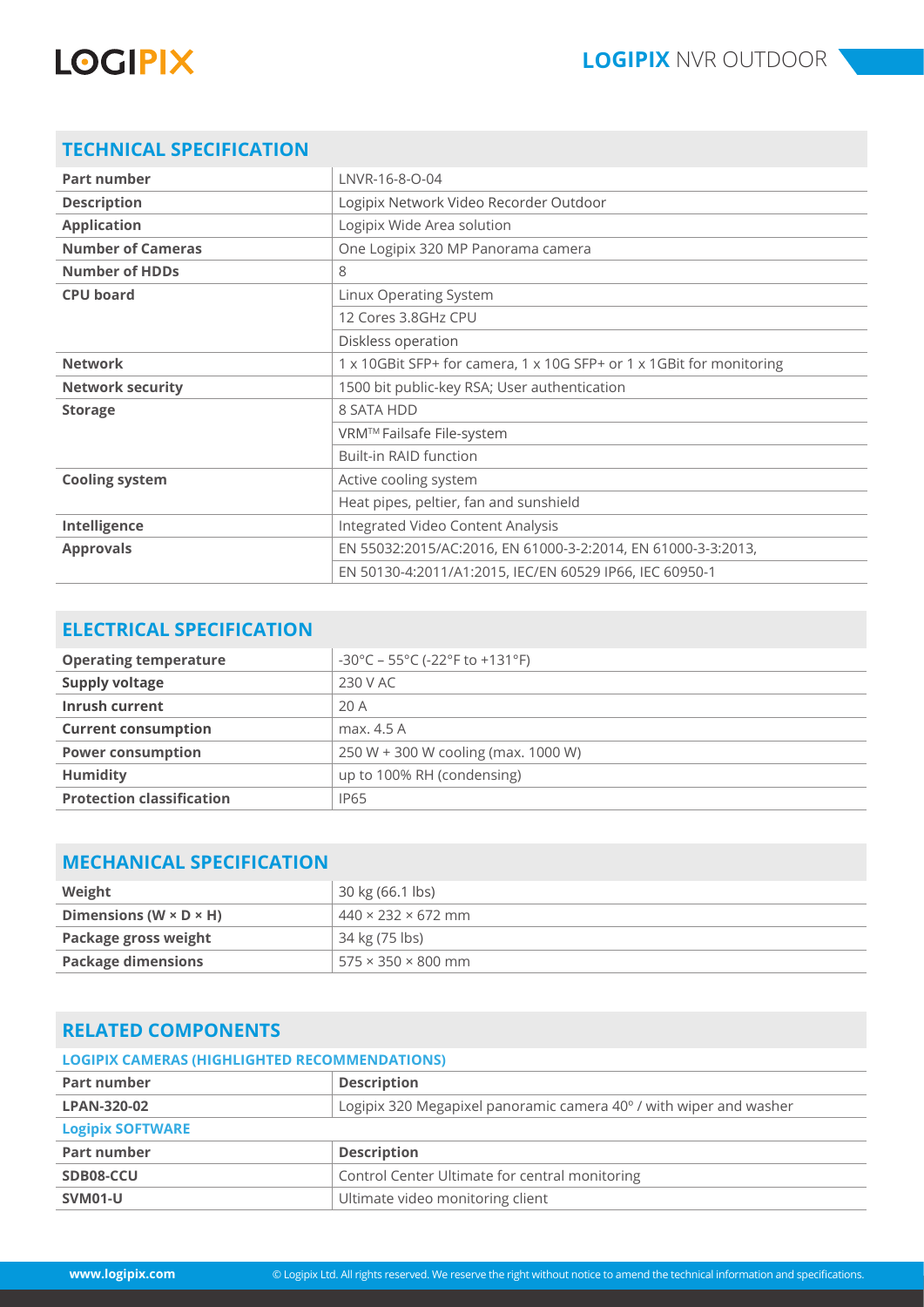## TECHNICAL SPECIFICATION

| Part number | LNVR-16-8-O-04 |
|---|---|
| Description | Logipix Network Video Recorder Outdoor |
| Application | Logipix Wide Area solution |
| Number of Cameras | One Logipix 320 MP Panorama camera |
| Number of HDDs | 8 |
| CPU board | Linux Operating System |
| | 12 Cores 3.8GHz CPU |
| | Diskless operation |
| Network | 1 x 10GBit SFP+ for camera, 1 x 10G SFP+ or 1 x 1GBit for monitoring |
| Network security | 1500 bit public-key RSA; User authentication |
| Storage | 8 SATA HDD |
| | VRM™ Failsafe File-system |
| | Built-in RAID function |
| Cooling system | Active cooling system |
| | Heat pipes, peltier, fan and sunshield |
| Intelligence | Integrated Video Content Analysis |
| Approvals | EN 55032:2015/AC:2016, EN 61000-3-2:2014, EN 61000-3-3:2013, |
| | EN 50130-4:2011/A1:2015, IEC/EN 60529 IP66, IEC 60950-1 |

## ELECTRICAL SPECIFICATION

| Operating temperature | -30°C – 55°C (-22°F to +131°F) |
|---|---|
| Supply voltage | 230 V AC |
| Inrush current | 20 A |
| Current consumption | max. 4.5 A |
| Power consumption | 250 W + 300 W cooling (max. 1000 W) |
| Humidity | up to 100% RH (condensing) |
| Protection classification | IP65 |

## MECHANICAL SPECIFICATION

| Weight | 30 kg (66.1 lbs) |
|---|---|
| Dimensions (W × D × H) | 440 × 232 × 672 mm |
| Package gross weight | 34 kg (75 lbs) |
| Package dimensions | 575 × 350 × 800 mm |

## RELATED COMPONENTS

### LOGIPIX CAMERAS (HIGHLIGHTED RECOMMENDATIONS)

| Part number | Description |
|---|---|
| LPAN-320-02 | Logipix 320 Megapixel panoramic camera 40° / with wiper and washer |

### Logipix SOFTWARE

| Part number | Description |
|---|---|
| SDB08-CCU | Control Center Ultimate for central monitoring |
| SVM01-U | Ultimate video monitoring client |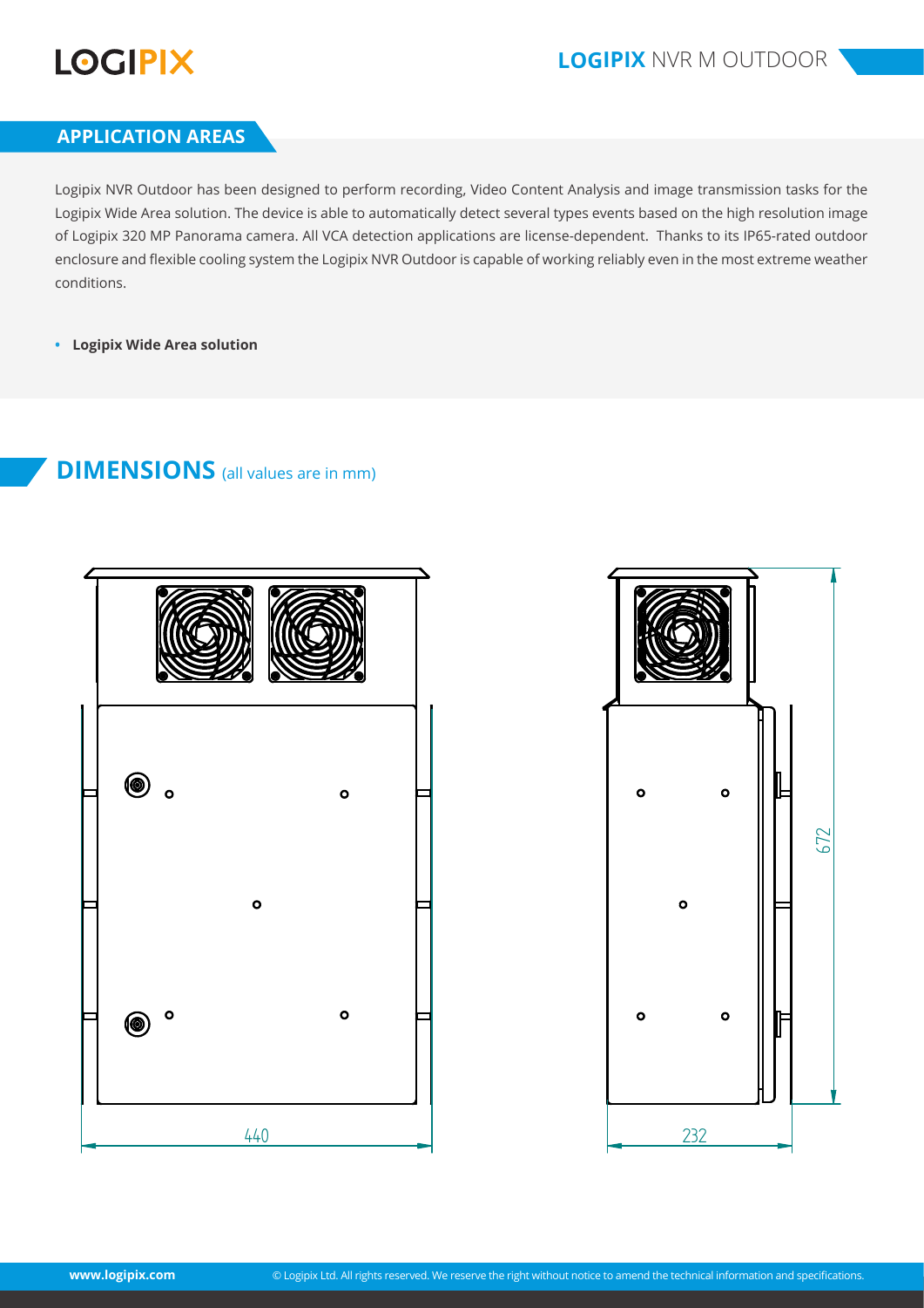## APPLICATION AREAS

Logipix NVR Outdoor has been designed to perform recording, Video Content Analysis and image transmission tasks for the Logipix Wide Area solution. The device is able to automatically detect several types events based on the high resolution image of Logipix 320 MP Panorama camera. All VCA detection applications are license-dependent. Thanks to its IP65-rated outdoor enclosure and flexible cooling system the Logipix NVR Outdoor is capable of working reliably even in the most extreme weather conditions.

- **Logipix Wide Area solution**

## DIMENSIONS (all values are in mm)

440

232

672